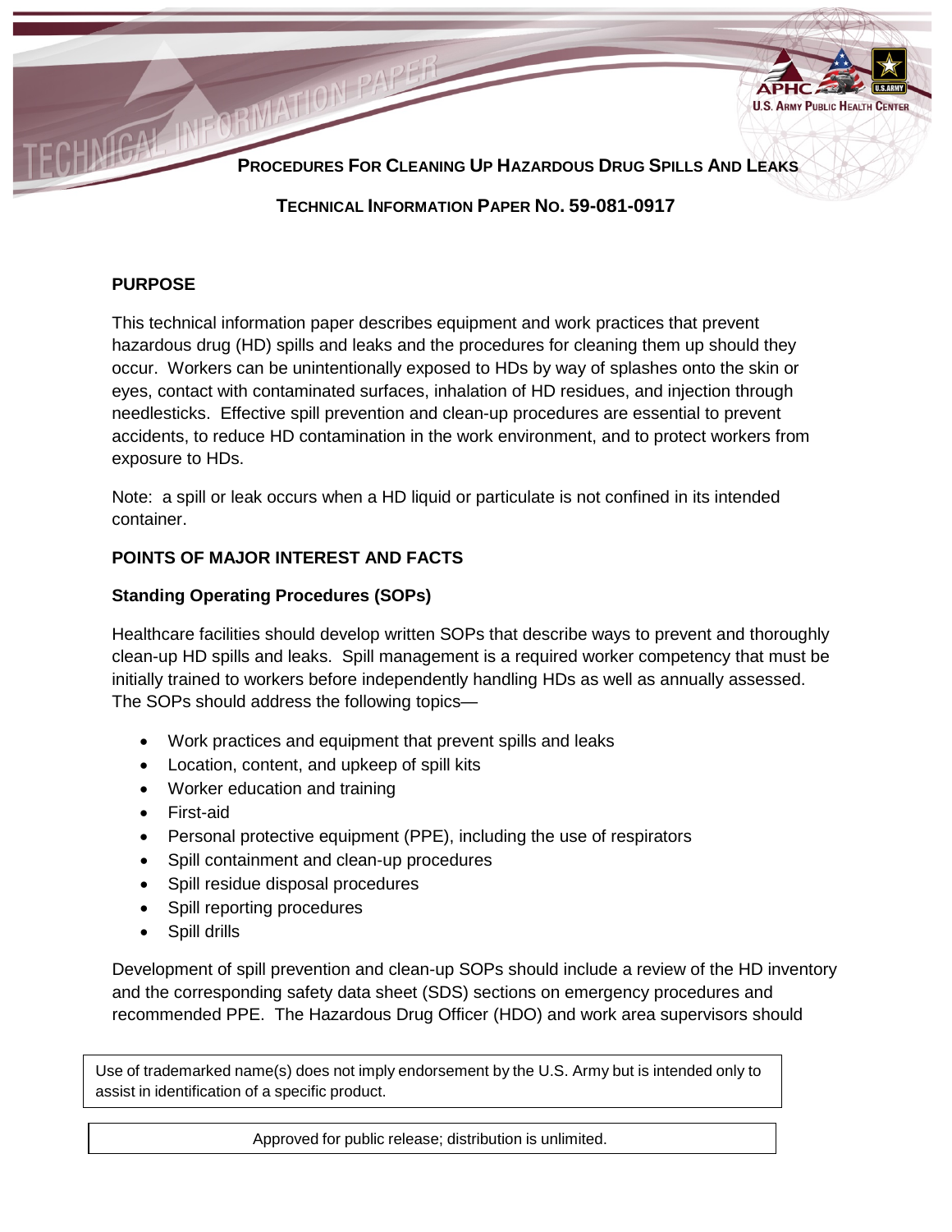# PROCEDURES FOR CLEANING UP HAZARDOUS DRUG SPILLS AND LEAKS

## TECHNICAL INFORMATION PAPER NO. 59-081-0917

### PURPOSE

This technical information paper describes equipment and work practices that prevent hazardous drug (HD) spills and leaks and the procedures for cleaning them up should they occur. Workers can be unintentionally exposed to HDs by way of splashes onto the skin or eyes, contact with contaminated surfaces, inhalation of HD residues, and injection through needlesticks. Effective spill prevention and clean-up procedures are essential to prevent accidents, to reduce HD contamination in the work environment, and to protect workers from exposure to HDs.

Note: a spill or leak occurs when a HD liquid or particulate is not confined in its intended container.

### POINTS OF MAJOR INTEREST AND FACTS

#### Standing Operating Procedures (SOPs)

Healthcare facilities should develop written SOPs that describe ways to prevent and thoroughly clean-up HD spills and leaks. Spill management is a required worker competency that must be initially trained to workers before independently handling HDs as well as annually assessed. The SOPs should address the following topics—

- Work practices and equipment that prevent spills and leaks
- Location, content, and upkeep of spill kits
- Worker education and training
- First-aid
- Personal protective equipment (PPE), including the use of respirators
- Spill containment and clean-up procedures
- Spill residue disposal procedures
- Spill reporting procedures
- Spill drills

Development of spill prevention and clean-up SOPs should include a review of the HD inventory and the corresponding safety data sheet (SDS) sections on emergency procedures and recommended PPE. The Hazardous Drug Officer (HDO) and work area supervisors should

Use of trademarked name(s) does not imply endorsement by the U.S. Army but is intended only to assist in identification of a specific product.

Approved for public release; distribution is unlimited.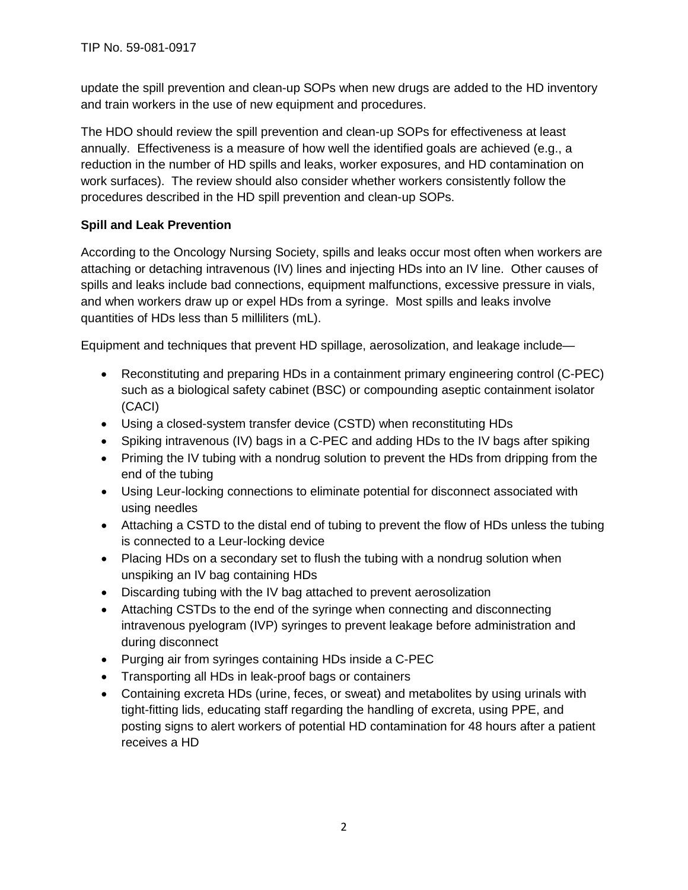update the spill prevention and clean-up SOPs when new drugs are added to the HD inventory and train workers in the use of new equipment and procedures.

The HDO should review the spill prevention and clean-up SOPs for effectiveness at least annually. Effectiveness is a measure of how well the identified goals are achieved (e.g., a reduction in the number of HD spills and leaks, worker exposures, and HD contamination on work surfaces). The review should also consider whether workers consistently follow the procedures described in the HD spill prevention and clean-up SOPs.

**Spill and Leak Prevention**

According to the Oncology Nursing Society, spills and leaks occur most often when workers are attaching or detaching intravenous (IV) lines and injecting HDs into an IV line. Other causes of spills and leaks include bad connections, equipment malfunctions, excessive pressure in vials, and when workers draw up or expel HDs from a syringe. Most spills and leaks involve quantities of HDs less than 5 milliliters (mL).

Equipment and techniques that prevent HD spillage, aerosolization, and leakage include—

- Reconstituting and preparing HDs in a containment primary engineering control (C-PEC) such as a biological safety cabinet (BSC) or compounding aseptic containment isolator (CACI)
- Using a closed-system transfer device (CSTD) when reconstituting HDs
- Spiking intravenous (IV) bags in a C-PEC and adding HDs to the IV bags after spiking
- Priming the IV tubing with a nondrug solution to prevent the HDs from dripping from the end of the tubing
- Using Leur-locking connections to eliminate potential for disconnect associated with using needles
- Attaching a CSTD to the distal end of tubing to prevent the flow of HDs unless the tubing is connected to a Leur-locking device
- Placing HDs on a secondary set to flush the tubing with a nondrug solution when unspiking an IV bag containing HDs
- Discarding tubing with the IV bag attached to prevent aerosolization
- Attaching CSTDs to the end of the syringe when connecting and disconnecting intravenous pyelogram (IVP) syringes to prevent leakage before administration and during disconnect
- Purging air from syringes containing HDs inside a C-PEC
- Transporting all HDs in leak-proof bags or containers
- Containing excreta HDs (urine, feces, or sweat) and metabolites by using urinals with tight-fitting lids, educating staff regarding the handling of excreta, using PPE, and posting signs to alert workers of potential HD contamination for 48 hours after a patient receives a HD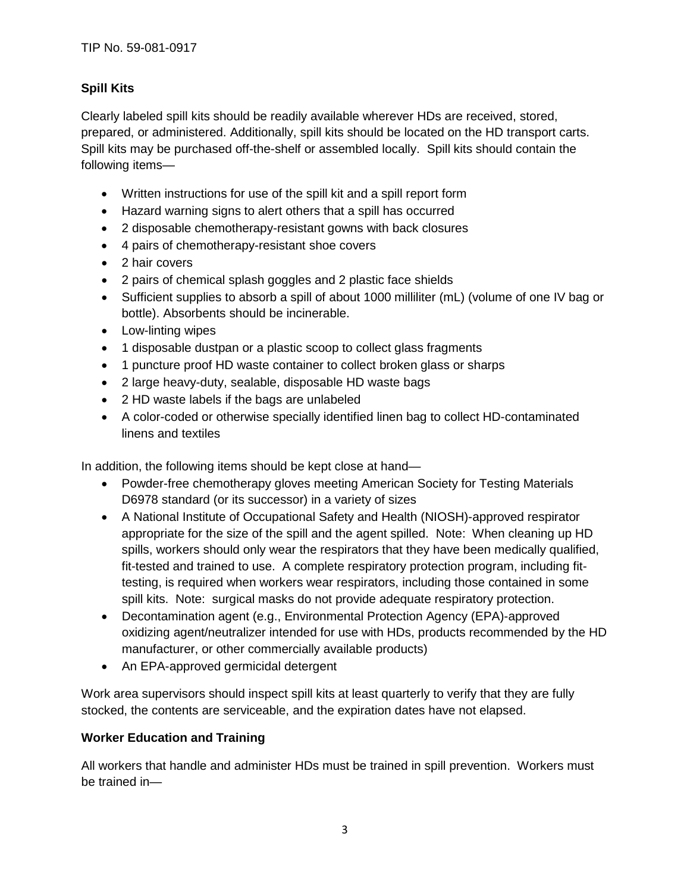## Spill Kits

Clearly labeled spill kits should be readily available wherever HDs are received, stored, prepared, or administered. Additionally, spill kits should be located on the HD transport carts. Spill kits may be purchased off-the-shelf or assembled locally. Spill kits should contain the following items—

- Written instructions for use of the spill kit and a spill report form
- Hazard warning signs to alert others that a spill has occurred
- 2 disposable chemotherapy-resistant gowns with back closures
- 4 pairs of chemotherapy-resistant shoe covers
- 2 hair covers
- 2 pairs of chemical splash goggles and 2 plastic face shields
- Sufficient supplies to absorb a spill of about 1000 milliliter (mL) (volume of one IV bag or bottle). Absorbents should be incinerable.
- Low-linting wipes
- 1 disposable dustpan or a plastic scoop to collect glass fragments
- 1 puncture proof HD waste container to collect broken glass or sharps
- 2 large heavy-duty, sealable, disposable HD waste bags
- 2 HD waste labels if the bags are unlabeled
- A color-coded or otherwise specially identified linen bag to collect HD-contaminated linens and textiles

In addition, the following items should be kept close at hand—

- Powder-free chemotherapy gloves meeting American Society for Testing Materials D6978 standard (or its successor) in a variety of sizes
- A National Institute of Occupational Safety and Health (NIOSH)-approved respirator appropriate for the size of the spill and the agent spilled. Note: When cleaning up HD spills, workers should only wear the respirators that they have been medically qualified, fit-tested and trained to use. A complete respiratory protection program, including fit-testing, is required when workers wear respirators, including those contained in some spill kits. Note: surgical masks do not provide adequate respiratory protection.
- Decontamination agent (e.g., Environmental Protection Agency (EPA)-approved oxidizing agent/neutralizer intended for use with HDs, products recommended by the HD manufacturer, or other commercially available products)
- An EPA-approved germicidal detergent

Work area supervisors should inspect spill kits at least quarterly to verify that they are fully stocked, the contents are serviceable, and the expiration dates have not elapsed.

## Worker Education and Training

All workers that handle and administer HDs must be trained in spill prevention. Workers must be trained in—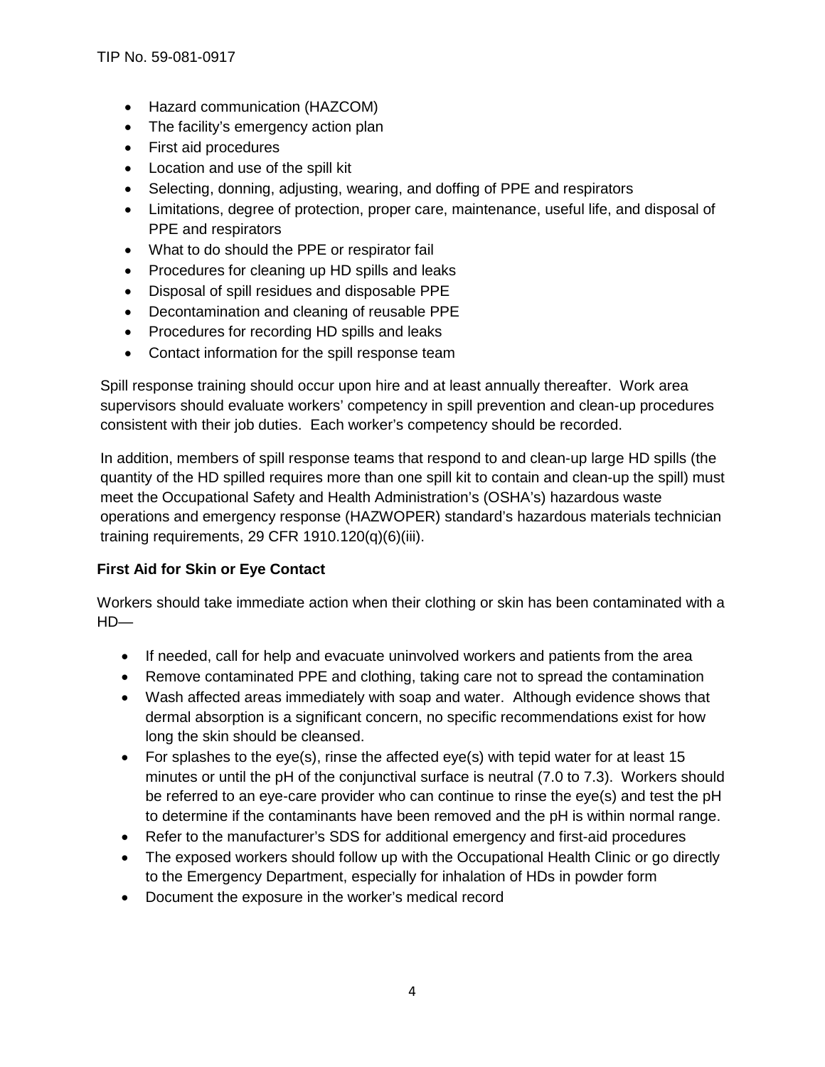- Hazard communication (HAZCOM)
- The facility's emergency action plan
- First aid procedures
- Location and use of the spill kit
- Selecting, donning, adjusting, wearing, and doffing of PPE and respirators
- Limitations, degree of protection, proper care, maintenance, useful life, and disposal of PPE and respirators
- What to do should the PPE or respirator fail
- Procedures for cleaning up HD spills and leaks
- Disposal of spill residues and disposable PPE
- Decontamination and cleaning of reusable PPE
- Procedures for recording HD spills and leaks
- Contact information for the spill response team

Spill response training should occur upon hire and at least annually thereafter. Work area supervisors should evaluate workers' competency in spill prevention and clean-up procedures consistent with their job duties. Each worker's competency should be recorded.

In addition, members of spill response teams that respond to and clean-up large HD spills (the quantity of the HD spilled requires more than one spill kit to contain and clean-up the spill) must meet the Occupational Safety and Health Administration's (OSHA's) hazardous waste operations and emergency response (HAZWOPER) standard's hazardous materials technician training requirements, 29 CFR 1910.120(q)(6)(iii).

**First Aid for Skin or Eye Contact**

Workers should take immediate action when their clothing or skin has been contaminated with a HD—

- If needed, call for help and evacuate uninvolved workers and patients from the area
- Remove contaminated PPE and clothing, taking care not to spread the contamination
- Wash affected areas immediately with soap and water. Although evidence shows that dermal absorption is a significant concern, no specific recommendations exist for how long the skin should be cleansed.
- For splashes to the eye(s), rinse the affected eye(s) with tepid water for at least 15 minutes or until the pH of the conjunctival surface is neutral (7.0 to 7.3). Workers should be referred to an eye-care provider who can continue to rinse the eye(s) and test the pH to determine if the contaminants have been removed and the pH is within normal range.
- Refer to the manufacturer's SDS for additional emergency and first-aid procedures
- The exposed workers should follow up with the Occupational Health Clinic or go directly to the Emergency Department, especially for inhalation of HDs in powder form
- Document the exposure in the worker's medical record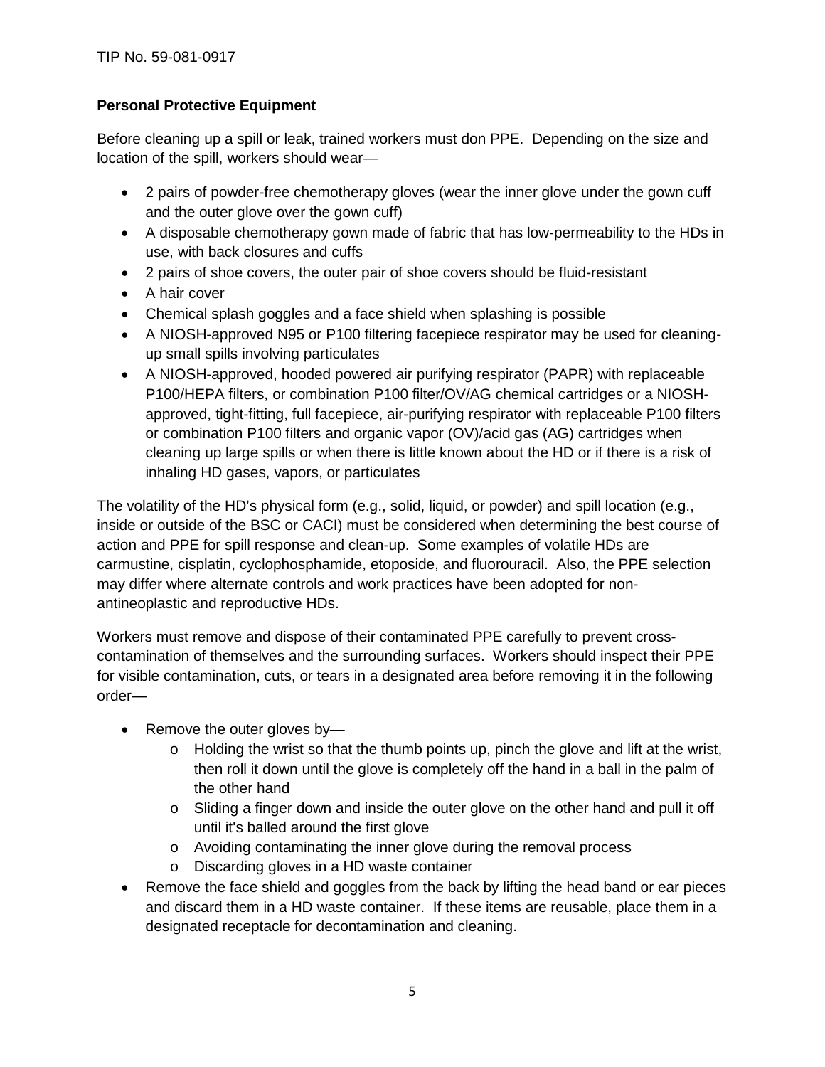**Personal Protective Equipment**

Before cleaning up a spill or leak, trained workers must don PPE. Depending on the size and location of the spill, workers should wear—

- 2 pairs of powder-free chemotherapy gloves (wear the inner glove under the gown cuff and the outer glove over the gown cuff)
- A disposable chemotherapy gown made of fabric that has low-permeability to the HDs in use, with back closures and cuffs
- 2 pairs of shoe covers, the outer pair of shoe covers should be fluid-resistant
- A hair cover
- Chemical splash goggles and a face shield when splashing is possible
- A NIOSH-approved N95 or P100 filtering facepiece respirator may be used for cleaning-up small spills involving particulates
- A NIOSH-approved, hooded powered air purifying respirator (PAPR) with replaceable P100/HEPA filters, or combination P100 filter/OV/AG chemical cartridges or a NIOSH-approved, tight-fitting, full facepiece, air-purifying respirator with replaceable P100 filters or combination P100 filters and organic vapor (OV)/acid gas (AG) cartridges when cleaning up large spills or when there is little known about the HD or if there is a risk of inhaling HD gases, vapors, or particulates

The volatility of the HD's physical form (e.g., solid, liquid, or powder) and spill location (e.g., inside or outside of the BSC or CACI) must be considered when determining the best course of action and PPE for spill response and clean-up. Some examples of volatile HDs are carmustine, cisplatin, cyclophosphamide, etoposide, and fluorouracil. Also, the PPE selection may differ where alternate controls and work practices have been adopted for non-antineoplastic and reproductive HDs.

Workers must remove and dispose of their contaminated PPE carefully to prevent cross-contamination of themselves and the surrounding surfaces. Workers should inspect their PPE for visible contamination, cuts, or tears in a designated area before removing it in the following order—

- Remove the outer gloves by—
  - Holding the wrist so that the thumb points up, pinch the glove and lift at the wrist, then roll it down until the glove is completely off the hand in a ball in the palm of the other hand
  - Sliding a finger down and inside the outer glove on the other hand and pull it off until it's balled around the first glove
  - Avoiding contaminating the inner glove during the removal process
  - Discarding gloves in a HD waste container
- Remove the face shield and goggles from the back by lifting the head band or ear pieces and discard them in a HD waste container. If these items are reusable, place them in a designated receptacle for decontamination and cleaning.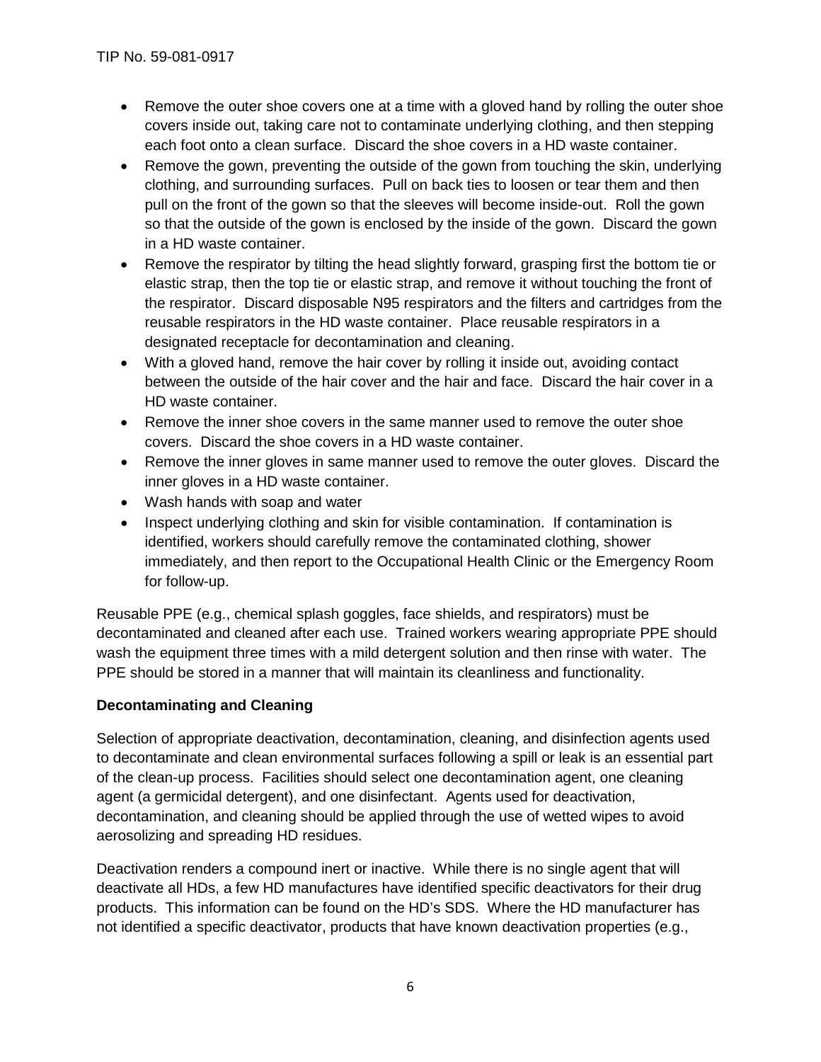- Remove the outer shoe covers one at a time with a gloved hand by rolling the outer shoe covers inside out, taking care not to contaminate underlying clothing, and then stepping each foot onto a clean surface. Discard the shoe covers in a HD waste container.
- Remove the gown, preventing the outside of the gown from touching the skin, underlying clothing, and surrounding surfaces. Pull on back ties to loosen or tear them and then pull on the front of the gown so that the sleeves will become inside-out. Roll the gown so that the outside of the gown is enclosed by the inside of the gown. Discard the gown in a HD waste container.
- Remove the respirator by tilting the head slightly forward, grasping first the bottom tie or elastic strap, then the top tie or elastic strap, and remove it without touching the front of the respirator. Discard disposable N95 respirators and the filters and cartridges from the reusable respirators in the HD waste container. Place reusable respirators in a designated receptacle for decontamination and cleaning.
- With a gloved hand, remove the hair cover by rolling it inside out, avoiding contact between the outside of the hair cover and the hair and face. Discard the hair cover in a HD waste container.
- Remove the inner shoe covers in the same manner used to remove the outer shoe covers. Discard the shoe covers in a HD waste container.
- Remove the inner gloves in same manner used to remove the outer gloves. Discard the inner gloves in a HD waste container.
- Wash hands with soap and water
- Inspect underlying clothing and skin for visible contamination. If contamination is identified, workers should carefully remove the contaminated clothing, shower immediately, and then report to the Occupational Health Clinic or the Emergency Room for follow-up.

Reusable PPE (e.g., chemical splash goggles, face shields, and respirators) must be decontaminated and cleaned after each use. Trained workers wearing appropriate PPE should wash the equipment three times with a mild detergent solution and then rinse with water. The PPE should be stored in a manner that will maintain its cleanliness and functionality.

**Decontaminating and Cleaning**

Selection of appropriate deactivation, decontamination, cleaning, and disinfection agents used to decontaminate and clean environmental surfaces following a spill or leak is an essential part of the clean-up process. Facilities should select one decontamination agent, one cleaning agent (a germicidal detergent), and one disinfectant. Agents used for deactivation, decontamination, and cleaning should be applied through the use of wetted wipes to avoid aerosolizing and spreading HD residues.

Deactivation renders a compound inert or inactive. While there is no single agent that will deactivate all HDs, a few HD manufactures have identified specific deactivators for their drug products. This information can be found on the HD's SDS. Where the HD manufacturer has not identified a specific deactivator, products that have known deactivation properties (e.g.,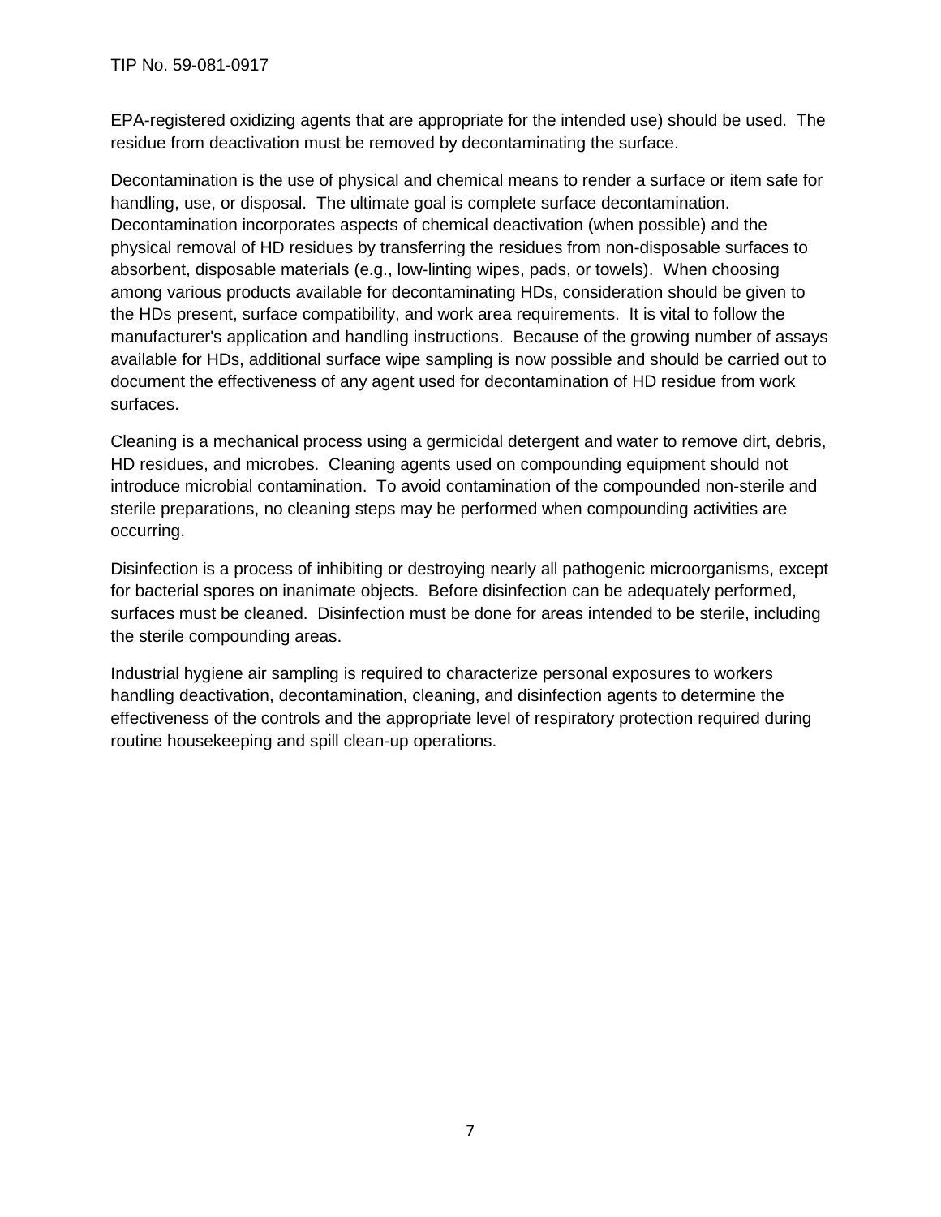EPA-registered oxidizing agents that are appropriate for the intended use) should be used. The residue from deactivation must be removed by decontaminating the surface.

Decontamination is the use of physical and chemical means to render a surface or item safe for handling, use, or disposal. The ultimate goal is complete surface decontamination. Decontamination incorporates aspects of chemical deactivation (when possible) and the physical removal of HD residues by transferring the residues from non-disposable surfaces to absorbent, disposable materials (e.g., low-linting wipes, pads, or towels). When choosing among various products available for decontaminating HDs, consideration should be given to the HDs present, surface compatibility, and work area requirements. It is vital to follow the manufacturer's application and handling instructions. Because of the growing number of assays available for HDs, additional surface wipe sampling is now possible and should be carried out to document the effectiveness of any agent used for decontamination of HD residue from work surfaces.

Cleaning is a mechanical process using a germicidal detergent and water to remove dirt, debris, HD residues, and microbes. Cleaning agents used on compounding equipment should not introduce microbial contamination. To avoid contamination of the compounded non-sterile and sterile preparations, no cleaning steps may be performed when compounding activities are occurring.

Disinfection is a process of inhibiting or destroying nearly all pathogenic microorganisms, except for bacterial spores on inanimate objects. Before disinfection can be adequately performed, surfaces must be cleaned. Disinfection must be done for areas intended to be sterile, including the sterile compounding areas.

Industrial hygiene air sampling is required to characterize personal exposures to workers handling deactivation, decontamination, cleaning, and disinfection agents to determine the effectiveness of the controls and the appropriate level of respiratory protection required during routine housekeeping and spill clean-up operations.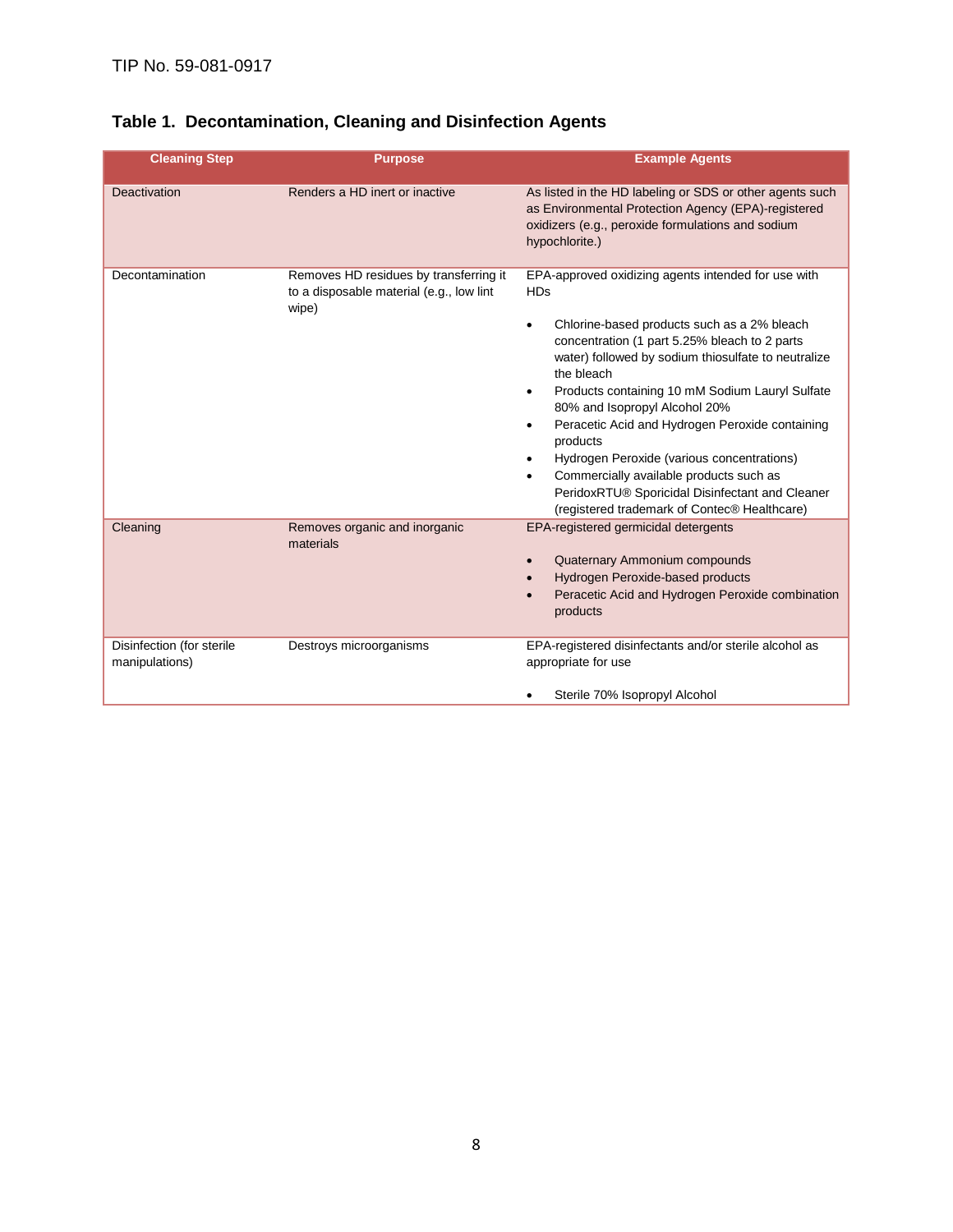## Table 1. Decontamination, Cleaning and Disinfection Agents

| Cleaning Step | Purpose | Example Agents |
|---|---|---|
| Deactivation | Renders a HD inert or inactive | As listed in the HD labeling or SDS or other agents such as Environmental Protection Agency (EPA)-registered oxidizers (e.g., peroxide formulations and sodium hypochlorite.) |
| Decontamination | Removes HD residues by transferring it to a disposable material (e.g., low lint wipe) | EPA-approved oxidizing agents intended for use with HDs<br><br>• Chlorine-based products such as a 2% bleach concentration (1 part 5.25% bleach to 2 parts water) followed by sodium thiosulfate to neutralize the bleach<br>• Products containing 10 mM Sodium Lauryl Sulfate 80% and Isopropyl Alcohol 20%<br>• Peracetic Acid and Hydrogen Peroxide containing products<br>• Hydrogen Peroxide (various concentrations)<br>• Commercially available products such as PeridoxRTU® Sporicidal Disinfectant and Cleaner (registered trademark of Contec® Healthcare) |
| Cleaning | Removes organic and inorganic materials | EPA-registered germicidal detergents<br><br>• Quaternary Ammonium compounds<br>• Hydrogen Peroxide-based products<br>• Peracetic Acid and Hydrogen Peroxide combination products |
| Disinfection (for sterile manipulations) | Destroys microorganisms | EPA-registered disinfectants and/or sterile alcohol as appropriate for use<br><br>• Sterile 70% Isopropyl Alcohol |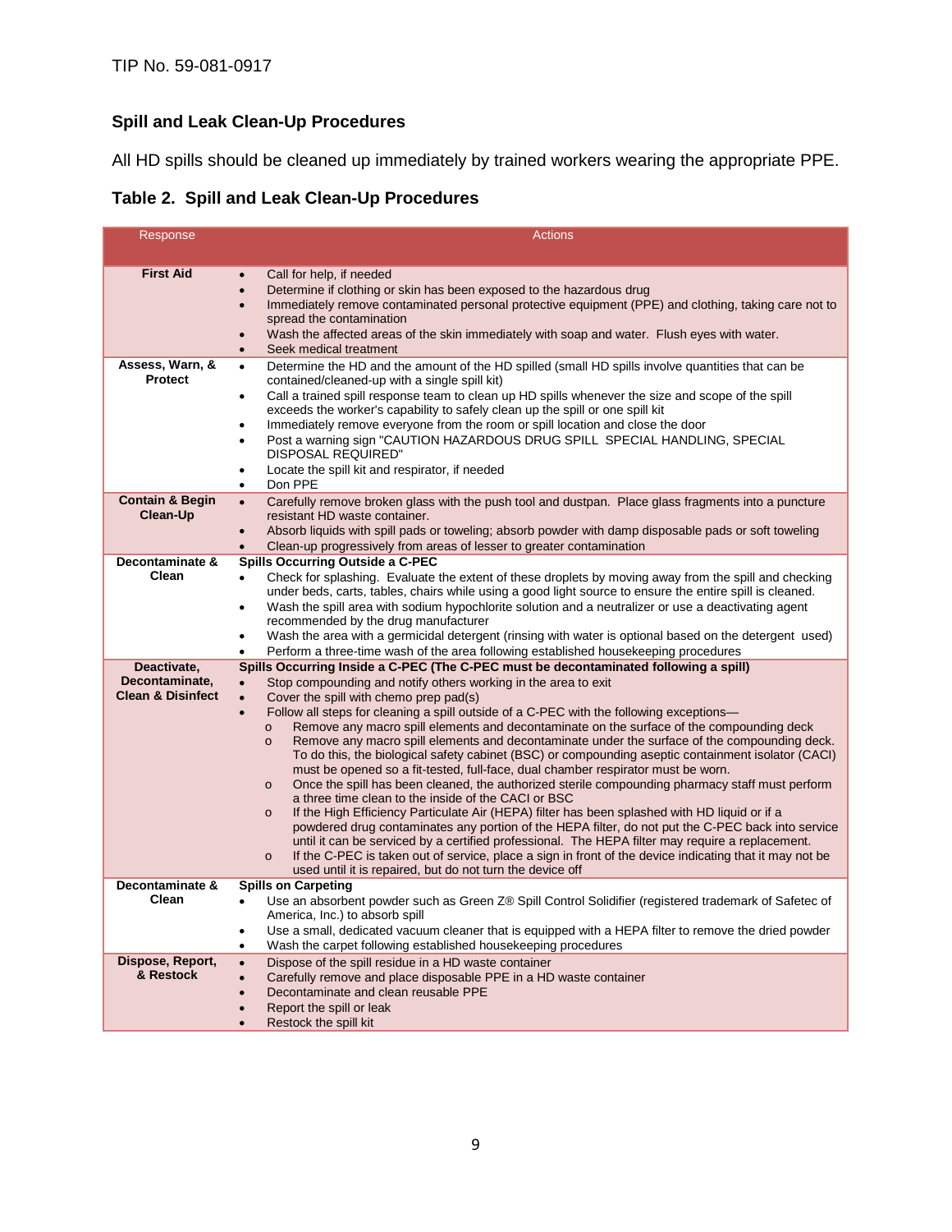TIP No. 59-081-0917

## Spill and Leak Clean-Up Procedures

All HD spills should be cleaned up immediately by trained workers wearing the appropriate PPE.

### Table 2. Spill and Leak Clean-Up Procedures

| Response | Actions |
|---|---|
| **First Aid** | • Call for help, if needed<br>• Determine if clothing or skin has been exposed to the hazardous drug<br>• Immediately remove contaminated personal protective equipment (PPE) and clothing, taking care not to spread the contamination<br>• Wash the affected areas of the skin immediately with soap and water. Flush eyes with water.<br>• Seek medical treatment |
| **Assess, Warn, & Protect** | • Determine the HD and the amount of the HD spilled (small HD spills involve quantities that can be contained/cleaned-up with a single spill kit)<br>• Call a trained spill response team to clean up HD spills whenever the size and scope of the spill exceeds the worker's capability to safely clean up the spill or one spill kit<br>• Immediately remove everyone from the room or spill location and close the door<br>• Post a warning sign "CAUTION HAZARDOUS DRUG SPILL SPECIAL HANDLING, SPECIAL DISPOSAL REQUIRED"<br>• Locate the spill kit and respirator, if needed<br>• Don PPE |
| **Contain & Begin Clean-Up** | • Carefully remove broken glass with the push tool and dustpan. Place glass fragments into a puncture resistant HD waste container.<br>• Absorb liquids with spill pads or toweling; absorb powder with damp disposable pads or soft toweling<br>• Clean-up progressively from areas of lesser to greater contamination |
| **Decontaminate & Clean** | **Spills Occurring Outside a C-PEC**<br>• Check for splashing. Evaluate the extent of these droplets by moving away from the spill and checking under beds, carts, tables, chairs while using a good light source to ensure the entire spill is cleaned.<br>• Wash the spill area with sodium hypochlorite solution and a neutralizer or use a deactivating agent recommended by the drug manufacturer<br>• Wash the area with a germicidal detergent (rinsing with water is optional based on the detergent used)<br>• Perform a three-time wash of the area following established housekeeping procedures |
| **Deactivate, Decontaminate, Clean & Disinfect** | **Spills Occurring Inside a C-PEC (The C-PEC must be decontaminated following a spill)**<br>• Stop compounding and notify others working in the area to exit<br>• Cover the spill with chemo prep pad(s)<br>• Follow all steps for cleaning a spill outside of a C-PEC with the following exceptions—<br>&nbsp;&nbsp;o Remove any macro spill elements and decontaminate on the surface of the compounding deck<br>&nbsp;&nbsp;o Remove any macro spill elements and decontaminate under the surface of the compounding deck. To do this, the biological safety cabinet (BSC) or compounding aseptic containment isolator (CACI) must be opened so a fit-tested, full-face, dual chamber respirator must be worn.<br>&nbsp;&nbsp;o Once the spill has been cleaned, the authorized sterile compounding pharmacy staff must perform a three time clean to the inside of the CACI or BSC<br>&nbsp;&nbsp;o If the High Efficiency Particulate Air (HEPA) filter has been splashed with HD liquid or if a powdered drug contaminates any portion of the HEPA filter, do not put the C-PEC back into service until it can be serviced by a certified professional. The HEPA filter may require a replacement.<br>&nbsp;&nbsp;o If the C-PEC is taken out of service, place a sign in front of the device indicating that it may not be used until it is repaired, but do not turn the device off |
| **Decontaminate & Clean** | **Spills on Carpeting**<br>• Use an absorbent powder such as Green Z® Spill Control Solidifier (registered trademark of Safetec of America, Inc.) to absorb spill<br>• Use a small, dedicated vacuum cleaner that is equipped with a HEPA filter to remove the dried powder<br>• Wash the carpet following established housekeeping procedures |
| **Dispose, Report, & Restock** | • Dispose of the spill residue in a HD waste container<br>• Carefully remove and place disposable PPE in a HD waste container<br>• Decontaminate and clean reusable PPE<br>• Report the spill or leak<br>• Restock the spill kit |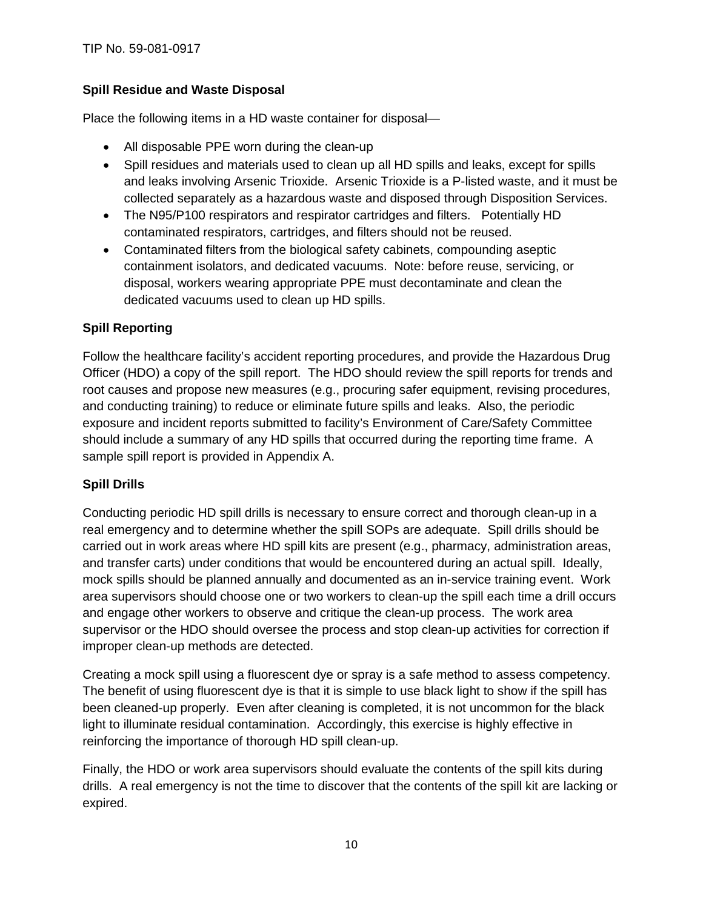### Spill Residue and Waste Disposal

Place the following items in a HD waste container for disposal—

- All disposable PPE worn during the clean-up
- Spill residues and materials used to clean up all HD spills and leaks, except for spills and leaks involving Arsenic Trioxide. Arsenic Trioxide is a P-listed waste, and it must be collected separately as a hazardous waste and disposed through Disposition Services.
- The N95/P100 respirators and respirator cartridges and filters. Potentially HD contaminated respirators, cartridges, and filters should not be reused.
- Contaminated filters from the biological safety cabinets, compounding aseptic containment isolators, and dedicated vacuums. Note: before reuse, servicing, or disposal, workers wearing appropriate PPE must decontaminate and clean the dedicated vacuums used to clean up HD spills.

### Spill Reporting

Follow the healthcare facility's accident reporting procedures, and provide the Hazardous Drug Officer (HDO) a copy of the spill report. The HDO should review the spill reports for trends and root causes and propose new measures (e.g., procuring safer equipment, revising procedures, and conducting training) to reduce or eliminate future spills and leaks. Also, the periodic exposure and incident reports submitted to facility's Environment of Care/Safety Committee should include a summary of any HD spills that occurred during the reporting time frame. A sample spill report is provided in Appendix A.

### Spill Drills

Conducting periodic HD spill drills is necessary to ensure correct and thorough clean-up in a real emergency and to determine whether the spill SOPs are adequate. Spill drills should be carried out in work areas where HD spill kits are present (e.g., pharmacy, administration areas, and transfer carts) under conditions that would be encountered during an actual spill. Ideally, mock spills should be planned annually and documented as an in-service training event. Work area supervisors should choose one or two workers to clean-up the spill each time a drill occurs and engage other workers to observe and critique the clean-up process. The work area supervisor or the HDO should oversee the process and stop clean-up activities for correction if improper clean-up methods are detected.

Creating a mock spill using a fluorescent dye or spray is a safe method to assess competency. The benefit of using fluorescent dye is that it is simple to use black light to show if the spill has been cleaned-up properly. Even after cleaning is completed, it is not uncommon for the black light to illuminate residual contamination. Accordingly, this exercise is highly effective in reinforcing the importance of thorough HD spill clean-up.

Finally, the HDO or work area supervisors should evaluate the contents of the spill kits during drills. A real emergency is not the time to discover that the contents of the spill kit are lacking or expired.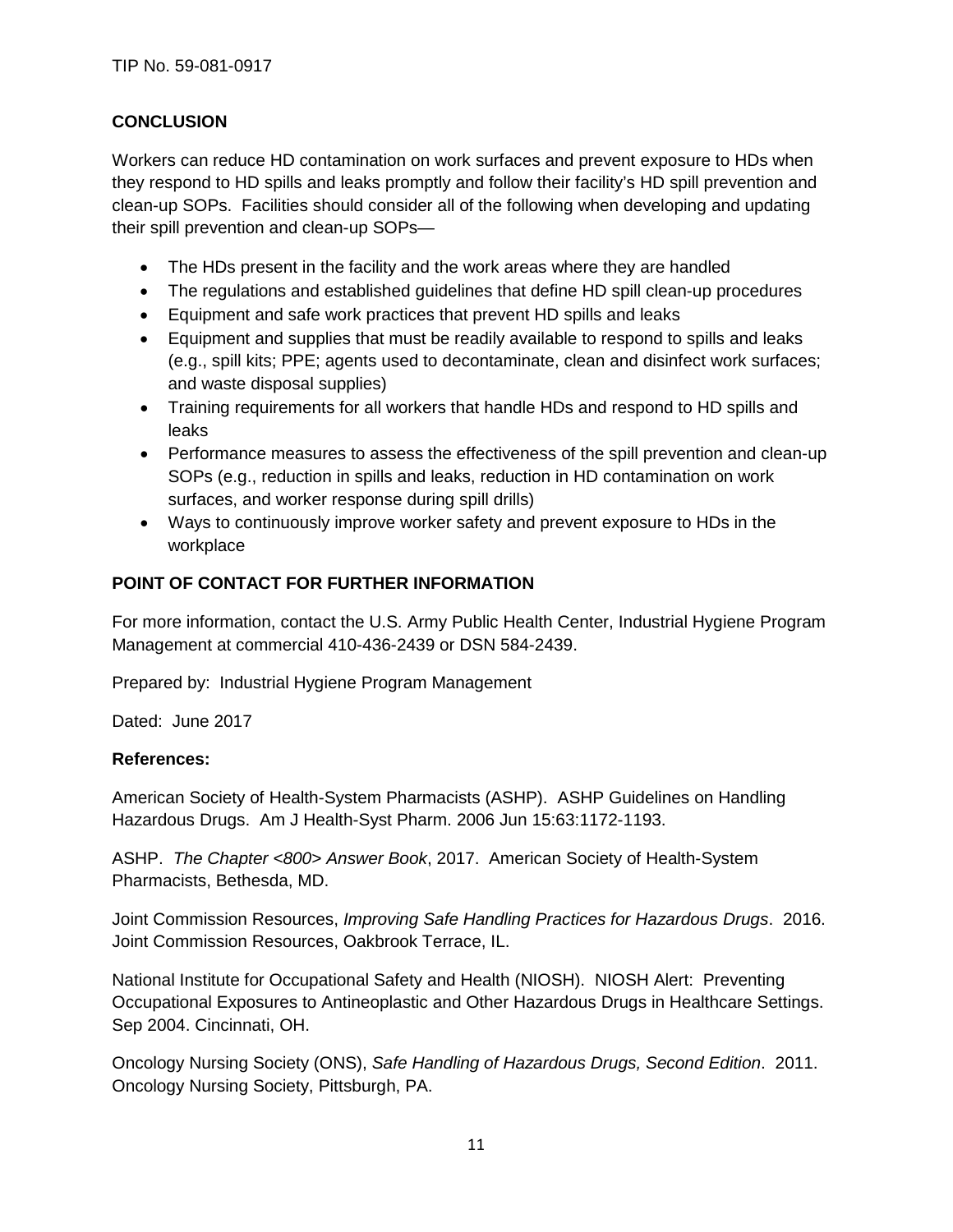## CONCLUSION

Workers can reduce HD contamination on work surfaces and prevent exposure to HDs when they respond to HD spills and leaks promptly and follow their facility's HD spill prevention and clean-up SOPs. Facilities should consider all of the following when developing and updating their spill prevention and clean-up SOPs—

- The HDs present in the facility and the work areas where they are handled
- The regulations and established guidelines that define HD spill clean-up procedures
- Equipment and safe work practices that prevent HD spills and leaks
- Equipment and supplies that must be readily available to respond to spills and leaks (e.g., spill kits; PPE; agents used to decontaminate, clean and disinfect work surfaces; and waste disposal supplies)
- Training requirements for all workers that handle HDs and respond to HD spills and leaks
- Performance measures to assess the effectiveness of the spill prevention and clean-up SOPs (e.g., reduction in spills and leaks, reduction in HD contamination on work surfaces, and worker response during spill drills)
- Ways to continuously improve worker safety and prevent exposure to HDs in the workplace

## POINT OF CONTACT FOR FURTHER INFORMATION

For more information, contact the U.S. Army Public Health Center, Industrial Hygiene Program Management at commercial 410-436-2439 or DSN 584-2439.

Prepared by: Industrial Hygiene Program Management

Dated: June 2017

**References:**

American Society of Health-System Pharmacists (ASHP). ASHP Guidelines on Handling Hazardous Drugs. Am J Health-Syst Pharm. 2006 Jun 15:63:1172-1193.

ASHP. *The Chapter <800> Answer Book*, 2017. American Society of Health-System Pharmacists, Bethesda, MD.

Joint Commission Resources, *Improving Safe Handling Practices for Hazardous Drugs*. 2016. Joint Commission Resources, Oakbrook Terrace, IL.

National Institute for Occupational Safety and Health (NIOSH). NIOSH Alert: Preventing Occupational Exposures to Antineoplastic and Other Hazardous Drugs in Healthcare Settings. Sep 2004. Cincinnati, OH.

Oncology Nursing Society (ONS), *Safe Handling of Hazardous Drugs, Second Edition*. 2011. Oncology Nursing Society, Pittsburgh, PA.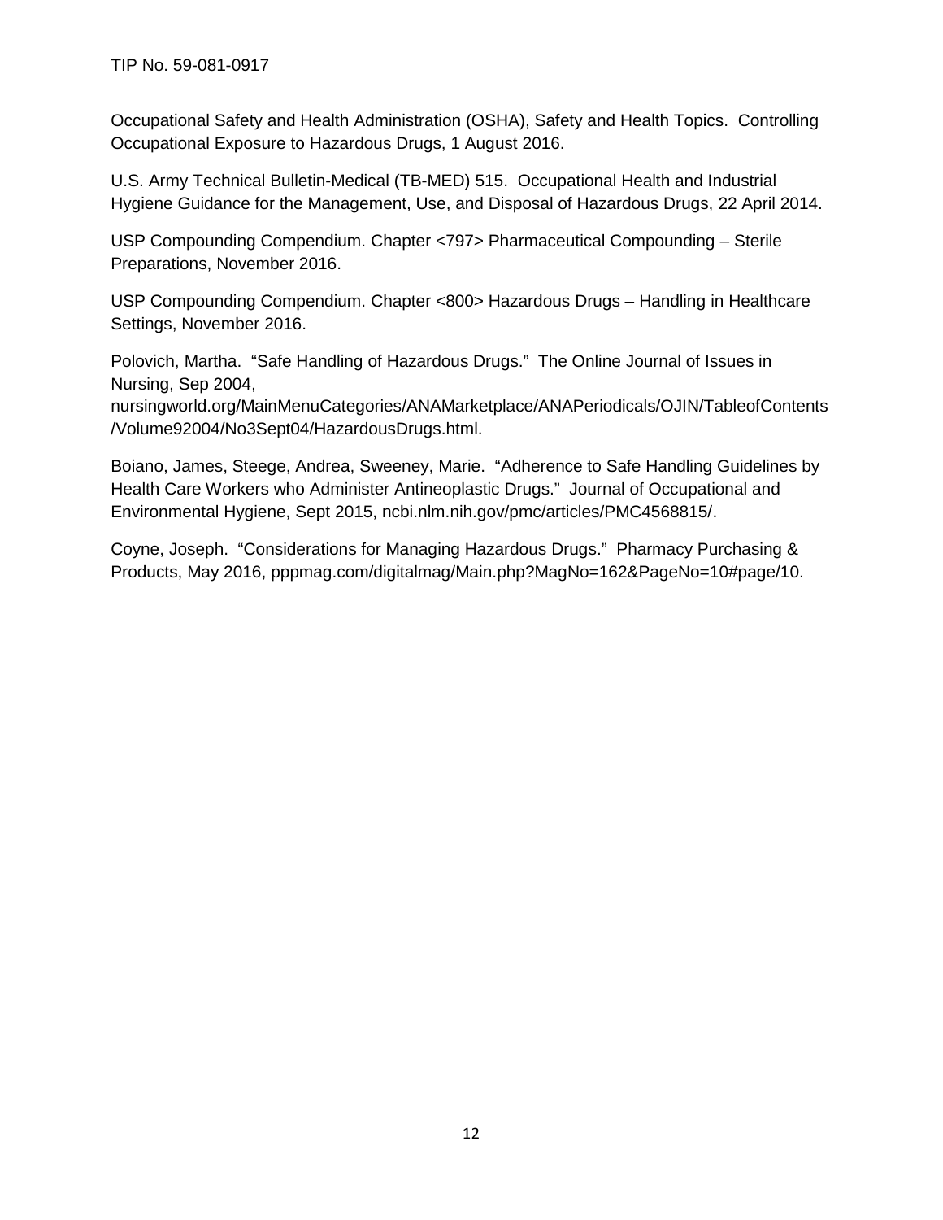Occupational Safety and Health Administration (OSHA), Safety and Health Topics. Controlling Occupational Exposure to Hazardous Drugs, 1 August 2016.

U.S. Army Technical Bulletin-Medical (TB-MED) 515. Occupational Health and Industrial Hygiene Guidance for the Management, Use, and Disposal of Hazardous Drugs, 22 April 2014.

USP Compounding Compendium. Chapter <797> Pharmaceutical Compounding – Sterile Preparations, November 2016.

USP Compounding Compendium. Chapter <800> Hazardous Drugs – Handling in Healthcare Settings, November 2016.

Polovich, Martha. "Safe Handling of Hazardous Drugs." The Online Journal of Issues in Nursing, Sep 2004, nursingworld.org/MainMenuCategories/ANAMarketplace/ANAPeriodicals/OJIN/TableofContents/Volume92004/No3Sept04/HazardousDrugs.html.

Boiano, James, Steege, Andrea, Sweeney, Marie. "Adherence to Safe Handling Guidelines by Health Care Workers who Administer Antineoplastic Drugs." Journal of Occupational and Environmental Hygiene, Sept 2015, ncbi.nlm.nih.gov/pmc/articles/PMC4568815/.

Coyne, Joseph. "Considerations for Managing Hazardous Drugs." Pharmacy Purchasing & Products, May 2016, pppmag.com/digitalmag/Main.php?MagNo=162&PageNo=10#page/10.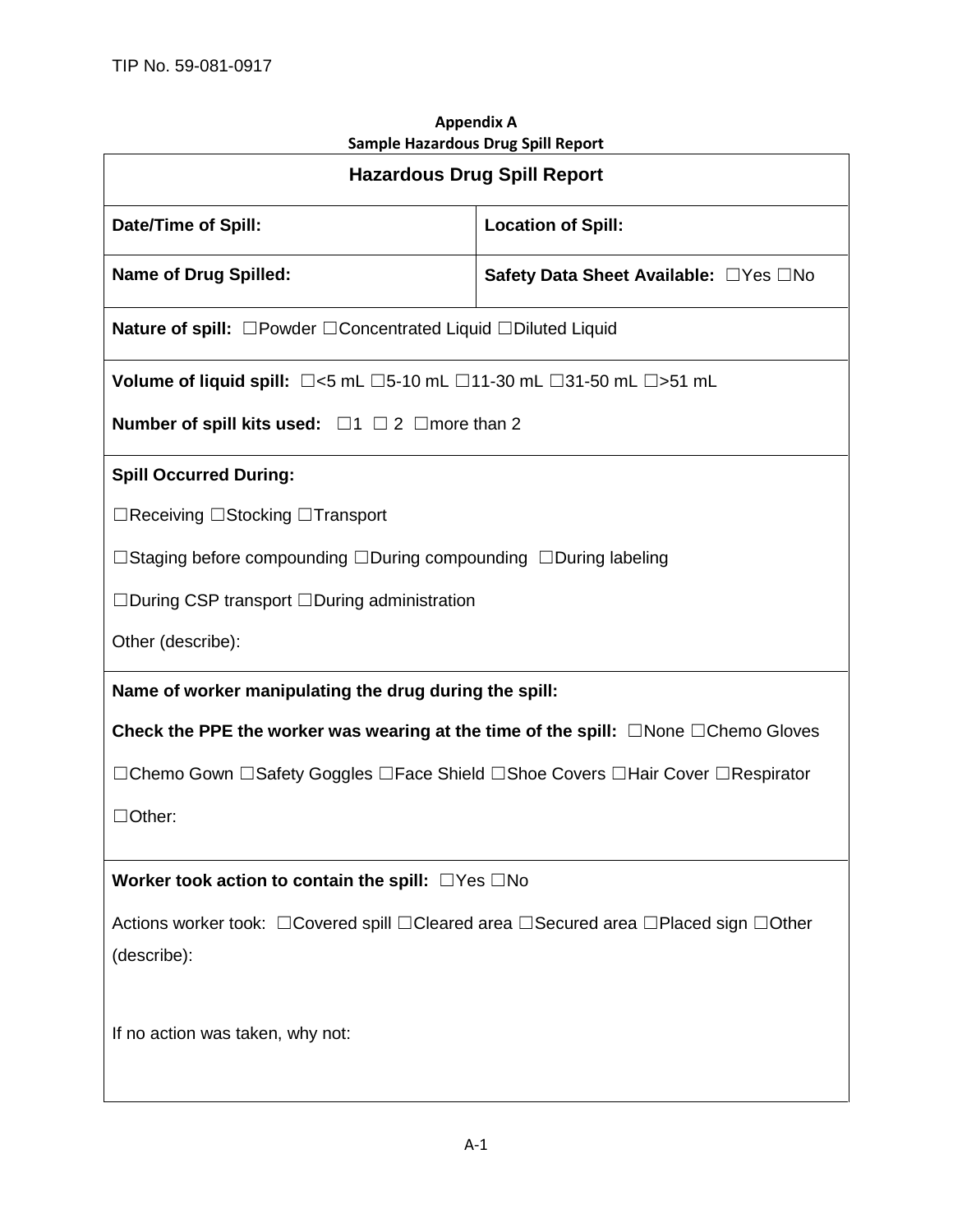**Appendix A**
**Sample Hazardous Drug Spill Report**

| **Hazardous Drug Spill Report** | |
|---|---|
| **Date/Time of Spill:** | **Location of Spill:** |
| **Name of Drug Spilled:** | **Safety Data Sheet Available:** ☐Yes ☐No |
| **Nature of spill:** ☐Powder ☐Concentrated Liquid ☐Diluted Liquid | |
| **Volume of liquid spill:** ☐<5 mL ☐5-10 mL ☐11-30 mL ☐31-50 mL ☐>51 mL<br><br>**Number of spill kits used:** ☐1 ☐ 2 ☐more than 2 | |
| **Spill Occurred During:**<br><br>☐Receiving ☐Stocking ☐Transport<br><br>☐Staging before compounding ☐During compounding ☐During labeling<br><br>☐During CSP transport ☐During administration<br><br>Other (describe): | |
| **Name of worker manipulating the drug during the spill:**<br><br>**Check the PPE the worker was wearing at the time of the spill:** ☐None ☐Chemo Gloves<br><br>☐Chemo Gown ☐Safety Goggles ☐Face Shield ☐Shoe Covers ☐Hair Cover ☐Respirator<br><br>☐Other: | |
| **Worker took action to contain the spill:** ☐Yes ☐No<br><br>Actions worker took: ☐Covered spill ☐Cleared area ☐Secured area ☐Placed sign ☐Other (describe):<br><br>If no action was taken, why not: | |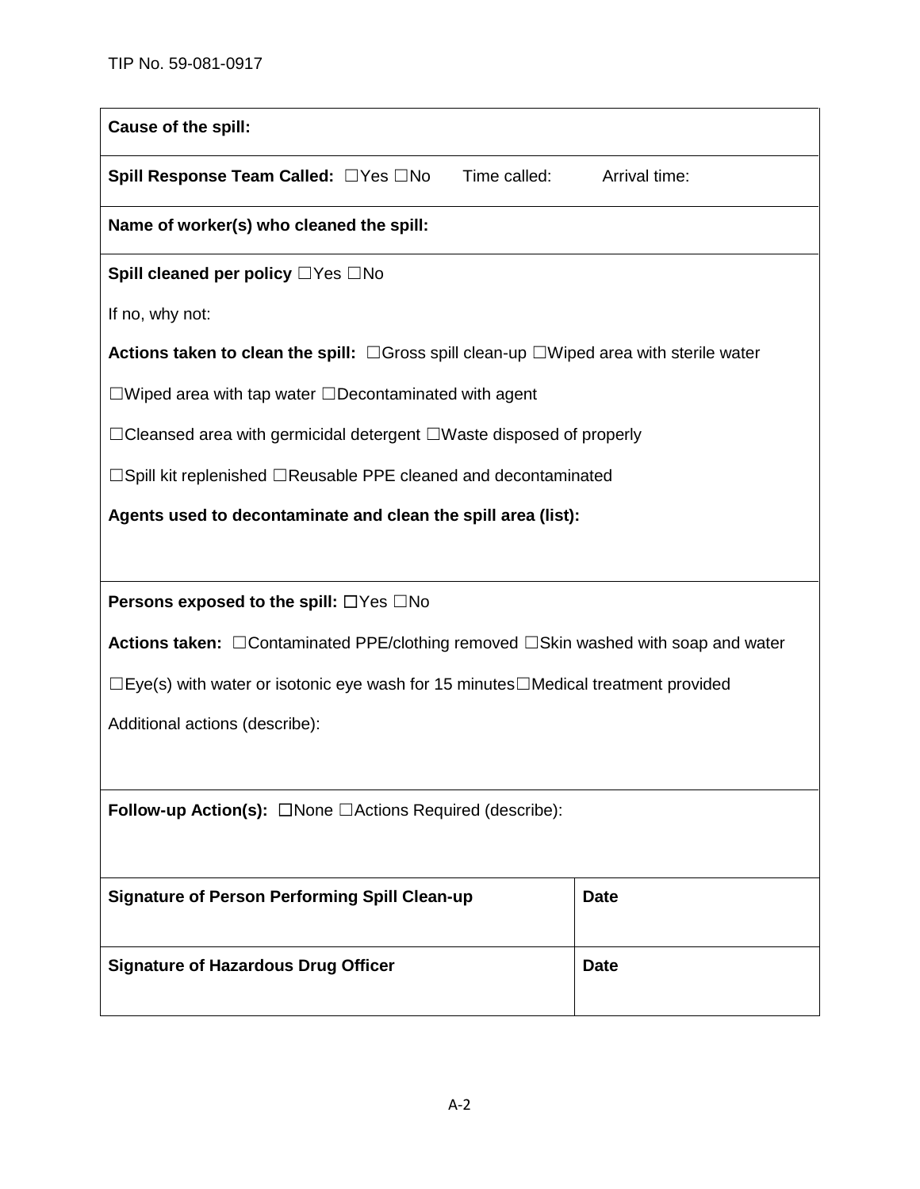| | |
|---|---|
| **Cause of the spill:** | |
| **Spill Response Team Called:** ☐Yes ☐No Time called: Arrival time: | |
| **Name of worker(s) who cleaned the spill:** | |
| **Spill cleaned per policy** ☐Yes ☐No<br><br>If no, why not:<br><br>**Actions taken to clean the spill:** ☐Gross spill clean-up ☐Wiped area with sterile water<br><br>☐Wiped area with tap water ☐Decontaminated with agent<br><br>☐Cleansed area with germicidal detergent ☐Waste disposed of properly<br><br>☐Spill kit replenished ☐Reusable PPE cleaned and decontaminated<br><br>**Agents used to decontaminate and clean the spill area (list):** | |
| **Persons exposed to the spill:** ☐Yes ☐No<br><br>**Actions taken:** ☐Contaminated PPE/clothing removed ☐Skin washed with soap and water<br><br>☐Eye(s) with water or isotonic eye wash for 15 minutes☐Medical treatment provided<br><br>Additional actions (describe): | |
| **Follow-up Action(s):** ☐None ☐Actions Required (describe): | |
| **Signature of Person Performing Spill Clean-up** | **Date** |
| **Signature of Hazardous Drug Officer** | **Date** |